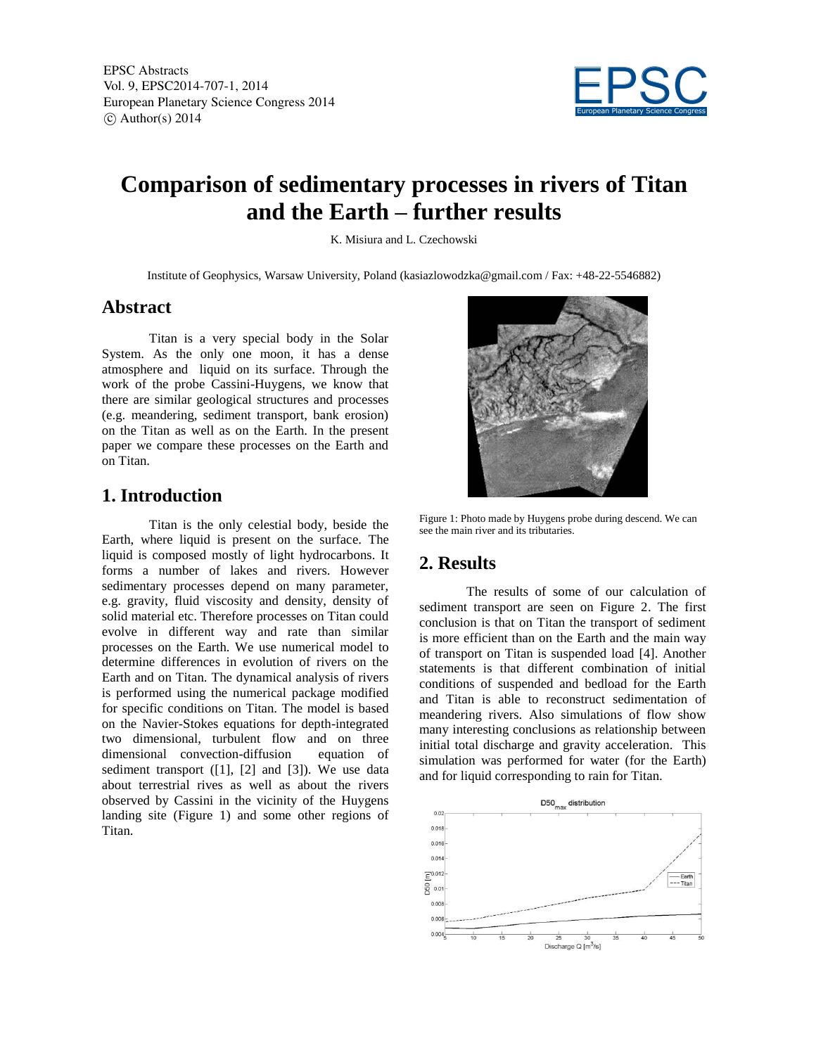# Comparison of sedimentary processes in rivers of Titan and the Earth – further results

K. Misiura and L. Czechowski

Institute of Geophysics, Warsaw University, Poland (kasiazlowodzka@gmail.com / Fax: +48-22-5546882)

## Abstract

Titan is a very special body in the Solar System. As the only one moon, it has a dense atmosphere and liquid on its surface. Through the work of the probe Cassini-Huygens, we know that there are similar geological structures and processes (e.g. meandering, sediment transport, bank erosion) on the Titan as well as on the Earth. In the present paper we compare these processes on the Earth and on Titan.

## 1. Introduction

Titan is the only celestial body, beside the Earth, where liquid is present on the surface. The liquid is composed mostly of light hydrocarbons. It forms a number of lakes and rivers. However sedimentary processes depend on many parameter, e.g. gravity, fluid viscosity and density, density of solid material etc. Therefore processes on Titan could evolve in different way and rate than similar processes on the Earth. We use numerical model to determine differences in evolution of rivers on the Earth and on Titan. The dynamical analysis of rivers is performed using the numerical package modified for specific conditions on Titan. The model is based on the Navier-Stokes equations for depth-integrated two dimensional, turbulent flow and on three dimensional convection-diffusion equation of sediment transport ([1], [2] and [3]). We use data about terrestrial rives as well as about the rivers observed by Cassini in the vicinity of the Huygens landing site (Figure 1) and some other regions of Titan.

Figure 1: Photo made by Huygens probe during descend. We can see the main river and its tributaries.

## 2. Results

The results of some of our calculation of sediment transport are seen on Figure 2. The first conclusion is that on Titan the transport of sediment is more efficient than on the Earth and the main way of transport on Titan is suspended load [4]. Another statements is that different combination of initial conditions of suspended and bedload for the Earth and Titan is able to reconstruct sedimentation of meandering rivers. Also simulations of flow show many interesting conclusions as relationship between initial total discharge and gravity acceleration. This simulation was performed for water (for the Earth) and for liquid corresponding to rain for Titan.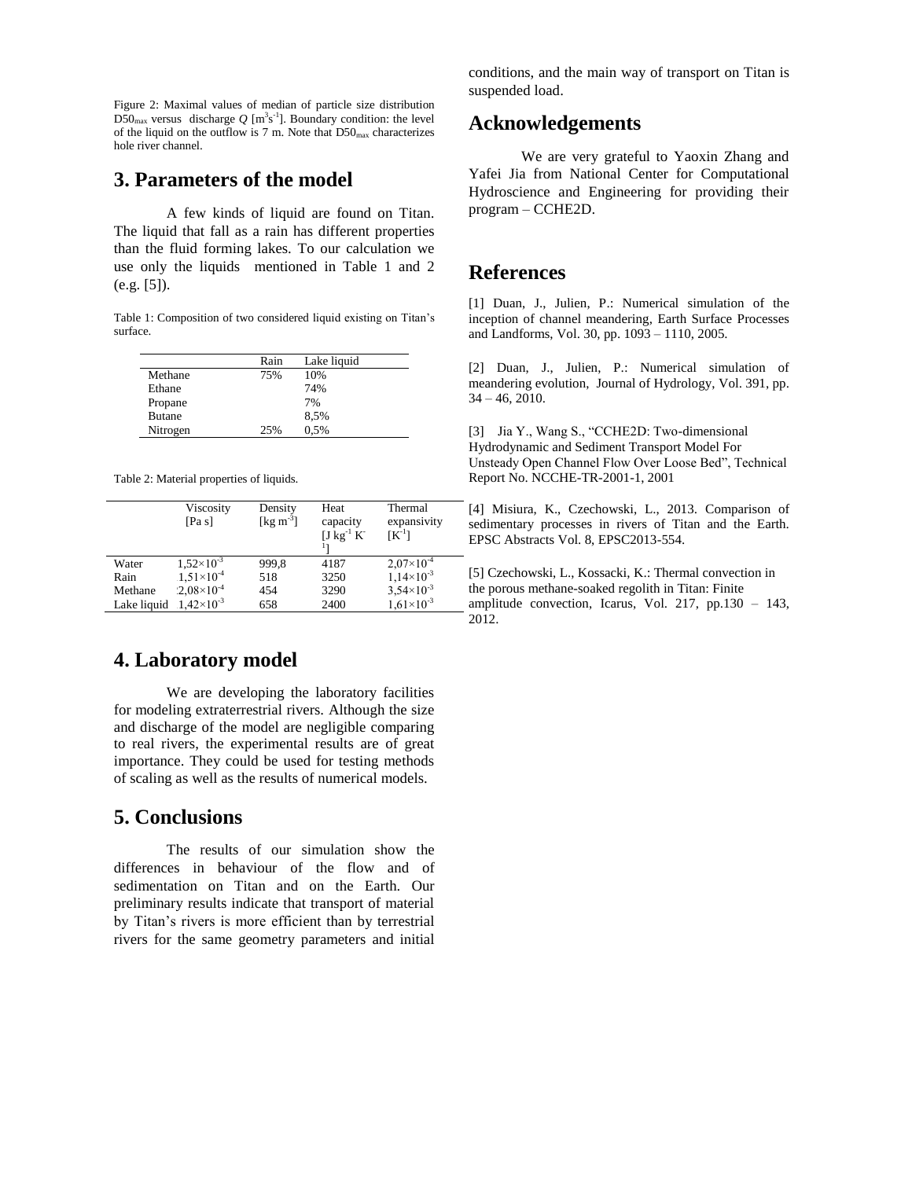Figure 2: Maximal values of median of particle size distribution $D50_{max}$ versus discharge $Q$ [$m^3s^{-1}$]. Boundary condition: the level of the liquid on the outflow is 7 m. Note that $D50_{max}$ characterizes hole river channel.

## 3. Parameters of the model

A few kinds of liquid are found on Titan. The liquid that fall as a rain has different properties than the fluid forming lakes. To our calculation we use only the liquids mentioned in Table 1 and 2 (e.g. [5]).

Table 1: Composition of two considered liquid existing on Titan's surface.

| | Rain | Lake liquid |
|---|---|---|
| Methane | 75% | 10% |
| Ethane | | 74% |
| Propane | | 7% |
| Butane | | 8,5% |
| Nitrogen | 25% | 0,5% |

Table 2: Material properties of liquids.

| | Viscosity [Pa s] | Density [kg m$^{-3}$] | Heat capacity [J kg$^{-1}$ K$^{-1}$] | Thermal expansivity [K$^{-1}$] |
|---|---|---|---|---|
| Water | $1,52\times10^{-3}$ | 999,8 | 4187 | $2,07\times10^{-4}$ |
| Rain | $1,51\times10^{-4}$ | 518 | 3250 | $1,14\times10^{-3}$ |
| Methane | $2,08\times10^{-4}$ | 454 | 3290 | $3,54\times10^{-3}$ |
| Lake liquid | $1,42\times10^{-3}$ | 658 | 2400 | $1,61\times10^{-3}$ |

## 4. Laboratory model

We are developing the laboratory facilities for modeling extraterrestrial rivers. Although the size and discharge of the model are negligible comparing to real rivers, the experimental results are of great importance. They could be used for testing methods of scaling as well as the results of numerical models.

## 5. Conclusions

The results of our simulation show the differences in behaviour of the flow and of sedimentation on Titan and on the Earth. Our preliminary results indicate that transport of material by Titan's rivers is more efficient than by terrestrial rivers for the same geometry parameters and initial conditions, and the main way of transport on Titan is suspended load.

## Acknowledgements

We are very grateful to Yaoxin Zhang and Yafei Jia from National Center for Computational Hydroscience and Engineering for providing their program – CCHE2D.

## References

[1] Duan, J., Julien, P.: Numerical simulation of the inception of channel meandering, Earth Surface Processes and Landforms, Vol. 30, pp. 1093 – 1110, 2005.

[2] Duan, J., Julien, P.: Numerical simulation of meandering evolution, Journal of Hydrology, Vol. 391, pp. 34 – 46, 2010.

[3] Jia Y., Wang S., "CCHE2D: Two-dimensional Hydrodynamic and Sediment Transport Model For Unsteady Open Channel Flow Over Loose Bed", Technical Report No. NCCHE-TR-2001-1, 2001

[4] Misiura, K., Czechowski, L., 2013. Comparison of sedimentary processes in rivers of Titan and the Earth. EPSC Abstracts Vol. 8, EPSC2013-554.

[5] Czechowski, L., Kossacki, K.: Thermal convection in the porous methane-soaked regolith in Titan: Finite amplitude convection, Icarus, Vol. 217, pp.130 – 143, 2012.